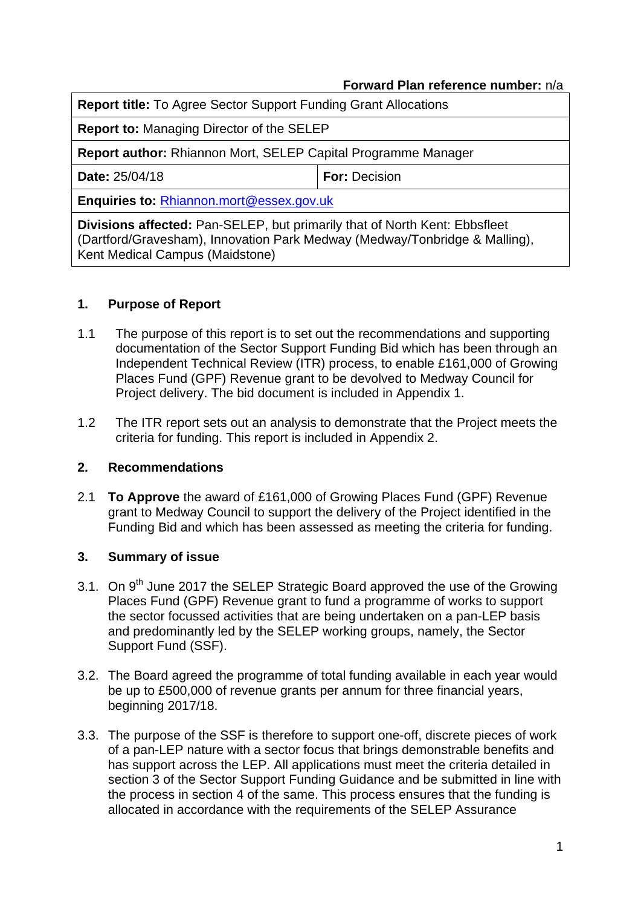**Forward Plan reference number:** n/a

| **Report title:** To Agree Sector Support Funding Grant Allocations | |
|---|---|
| **Report to:** Managing Director of the SELEP | |
| **Report author:** Rhiannon Mort, SELEP Capital Programme Manager | |
| **Date:** 25/04/18 | **For:** Decision |
| **Enquiries to:** Rhiannon.mort@essex.gov.uk | |
| **Divisions affected:** Pan-SELEP, but primarily that of North Kent: Ebbsfleet (Dartford/Gravesham), Innovation Park Medway (Medway/Tonbridge & Malling), Kent Medical Campus (Maidstone) | |

## 1. Purpose of Report

1.1 The purpose of this report is to set out the recommendations and supporting documentation of the Sector Support Funding Bid which has been through an Independent Technical Review (ITR) process, to enable £161,000 of Growing Places Fund (GPF) Revenue grant to be devolved to Medway Council for Project delivery. The bid document is included in Appendix 1.

1.2 The ITR report sets out an analysis to demonstrate that the Project meets the criteria for funding. This report is included in Appendix 2.

## 2. Recommendations

2.1 **To Approve** the award of £161,000 of Growing Places Fund (GPF) Revenue grant to Medway Council to support the delivery of the Project identified in the Funding Bid and which has been assessed as meeting the criteria for funding.

## 3. Summary of issue

3.1. On 9th June 2017 the SELEP Strategic Board approved the use of the Growing Places Fund (GPF) Revenue grant to fund a programme of works to support the sector focussed activities that are being undertaken on a pan-LEP basis and predominantly led by the SELEP working groups, namely, the Sector Support Fund (SSF).

3.2. The Board agreed the programme of total funding available in each year would be up to £500,000 of revenue grants per annum for three financial years, beginning 2017/18.

3.3. The purpose of the SSF is therefore to support one-off, discrete pieces of work of a pan-LEP nature with a sector focus that brings demonstrable benefits and has support across the LEP. All applications must meet the criteria detailed in section 3 of the Sector Support Funding Guidance and be submitted in line with the process in section 4 of the same. This process ensures that the funding is allocated in accordance with the requirements of the SELEP Assurance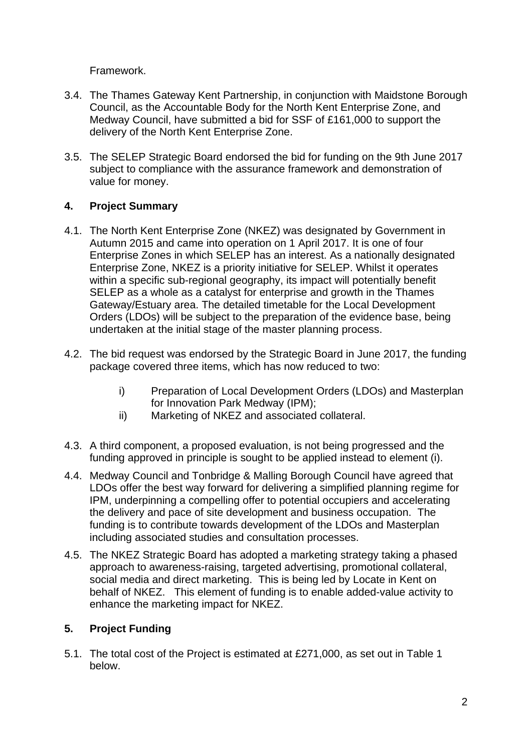Framework.

3.4. The Thames Gateway Kent Partnership, in conjunction with Maidstone Borough Council, as the Accountable Body for the North Kent Enterprise Zone, and Medway Council, have submitted a bid for SSF of £161,000 to support the delivery of the North Kent Enterprise Zone.

3.5. The SELEP Strategic Board endorsed the bid for funding on the 9th June 2017 subject to compliance with the assurance framework and demonstration of value for money.

## 4. Project Summary

4.1. The North Kent Enterprise Zone (NKEZ) was designated by Government in Autumn 2015 and came into operation on 1 April 2017. It is one of four Enterprise Zones in which SELEP has an interest. As a nationally designated Enterprise Zone, NKEZ is a priority initiative for SELEP. Whilst it operates within a specific sub-regional geography, its impact will potentially benefit SELEP as a whole as a catalyst for enterprise and growth in the Thames Gateway/Estuary area. The detailed timetable for the Local Development Orders (LDOs) will be subject to the preparation of the evidence base, being undertaken at the initial stage of the master planning process.

4.2. The bid request was endorsed by the Strategic Board in June 2017, the funding package covered three items, which has now reduced to two:

   i) Preparation of Local Development Orders (LDOs) and Masterplan for Innovation Park Medway (IPM);
   ii) Marketing of NKEZ and associated collateral.

4.3. A third component, a proposed evaluation, is not being progressed and the funding approved in principle is sought to be applied instead to element (i).

4.4. Medway Council and Tonbridge & Malling Borough Council have agreed that LDOs offer the best way forward for delivering a simplified planning regime for IPM, underpinning a compelling offer to potential occupiers and accelerating the delivery and pace of site development and business occupation. The funding is to contribute towards development of the LDOs and Masterplan including associated studies and consultation processes.

4.5. The NKEZ Strategic Board has adopted a marketing strategy taking a phased approach to awareness-raising, targeted advertising, promotional collateral, social media and direct marketing. This is being led by Locate in Kent on behalf of NKEZ. This element of funding is to enable added-value activity to enhance the marketing impact for NKEZ.

## 5. Project Funding

5.1. The total cost of the Project is estimated at £271,000, as set out in Table 1 below.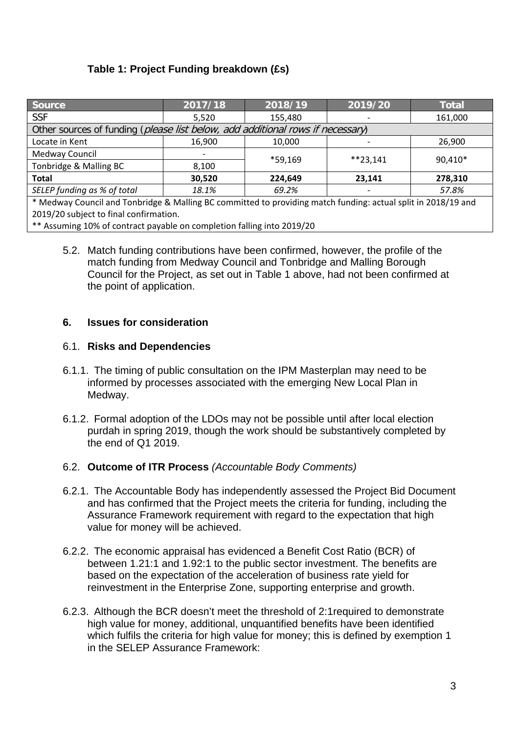**Table 1: Project Funding breakdown (£s)**

| Source | 2017/18 | 2018/19 | 2019/20 | Total |
|---|---|---|---|---|
| SSF | 5,520 | 155,480 | - | 161,000 |
| Other sources of funding (*please list below, add additional rows if necessary*) | | | | |
| Locate in Kent | 16,900 | 10,000 | - | 26,900 |
| Medway Council | - | *59,169 | **23,141 | 90,410* |
| Tonbridge & Malling BC | 8,100 | | | |
| **Total** | **30,520** | **224,649** | **23,141** | **278,310** |
| *SELEP funding as % of total* | *18.1%* | *69.2%* | - | *57.8%* |

\* Medway Council and Tonbridge & Malling BC committed to providing match funding: actual split in 2018/19 and 2019/20 subject to final confirmation.
\** Assuming 10% of contract payable on completion falling into 2019/20

5.2. Match funding contributions have been confirmed, however, the profile of the match funding from Medway Council and Tonbridge and Malling Borough Council for the Project, as set out in Table 1 above, had not been confirmed at the point of application.

## 6. Issues for consideration

### 6.1. Risks and Dependencies

6.1.1. The timing of public consultation on the IPM Masterplan may need to be informed by processes associated with the emerging New Local Plan in Medway.

6.1.2. Formal adoption of the LDOs may not be possible until after local election purdah in spring 2019, though the work should be substantively completed by the end of Q1 2019.

### 6.2. Outcome of ITR Process *(Accountable Body Comments)*

6.2.1. The Accountable Body has independently assessed the Project Bid Document and has confirmed that the Project meets the criteria for funding, including the Assurance Framework requirement with regard to the expectation that high value for money will be achieved.

6.2.2. The economic appraisal has evidenced a Benefit Cost Ratio (BCR) of between 1.21:1 and 1.92:1 to the public sector investment. The benefits are based on the expectation of the acceleration of business rate yield for reinvestment in the Enterprise Zone, supporting enterprise and growth.

6.2.3. Although the BCR doesn't meet the threshold of 2:1required to demonstrate high value for money, additional, unquantified benefits have been identified which fulfils the criteria for high value for money; this is defined by exemption 1 in the SELEP Assurance Framework: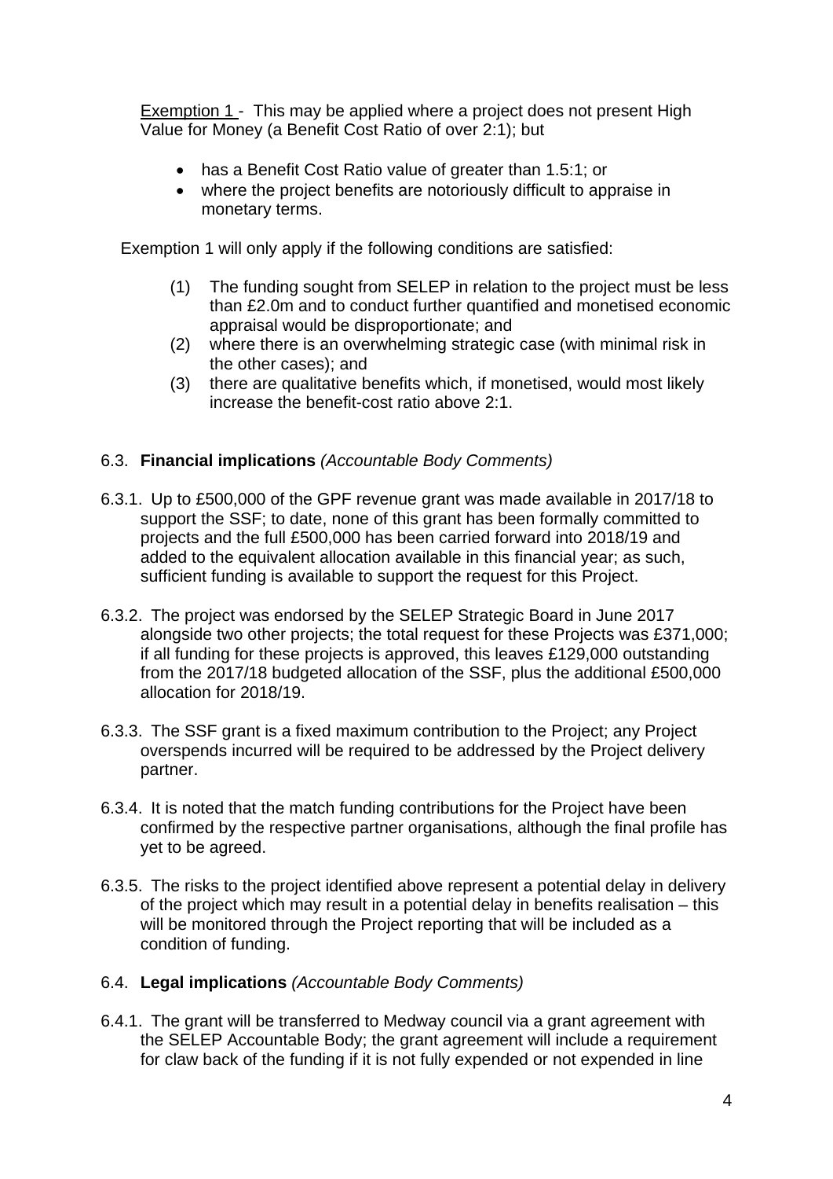Exemption 1 - This may be applied where a project does not present High Value for Money (a Benefit Cost Ratio of over 2:1); but

- has a Benefit Cost Ratio value of greater than 1.5:1; or
- where the project benefits are notoriously difficult to appraise in monetary terms.

Exemption 1 will only apply if the following conditions are satisfied:

(1) The funding sought from SELEP in relation to the project must be less than £2.0m and to conduct further quantified and monetised economic appraisal would be disproportionate; and
(2) where there is an overwhelming strategic case (with minimal risk in the other cases); and
(3) there are qualitative benefits which, if monetised, would most likely increase the benefit-cost ratio above 2:1.

### 6.3. **Financial implications** *(Accountable Body Comments)*

6.3.1. Up to £500,000 of the GPF revenue grant was made available in 2017/18 to support the SSF; to date, none of this grant has been formally committed to projects and the full £500,000 has been carried forward into 2018/19 and added to the equivalent allocation available in this financial year; as such, sufficient funding is available to support the request for this Project.

6.3.2. The project was endorsed by the SELEP Strategic Board in June 2017 alongside two other projects; the total request for these Projects was £371,000; if all funding for these projects is approved, this leaves £129,000 outstanding from the 2017/18 budgeted allocation of the SSF, plus the additional £500,000 allocation for 2018/19.

6.3.3. The SSF grant is a fixed maximum contribution to the Project; any Project overspends incurred will be required to be addressed by the Project delivery partner.

6.3.4. It is noted that the match funding contributions for the Project have been confirmed by the respective partner organisations, although the final profile has yet to be agreed.

6.3.5. The risks to the project identified above represent a potential delay in delivery of the project which may result in a potential delay in benefits realisation – this will be monitored through the Project reporting that will be included as a condition of funding.

### 6.4. **Legal implications** *(Accountable Body Comments)*

6.4.1. The grant will be transferred to Medway council via a grant agreement with the SELEP Accountable Body; the grant agreement will include a requirement for claw back of the funding if it is not fully expended or not expended in line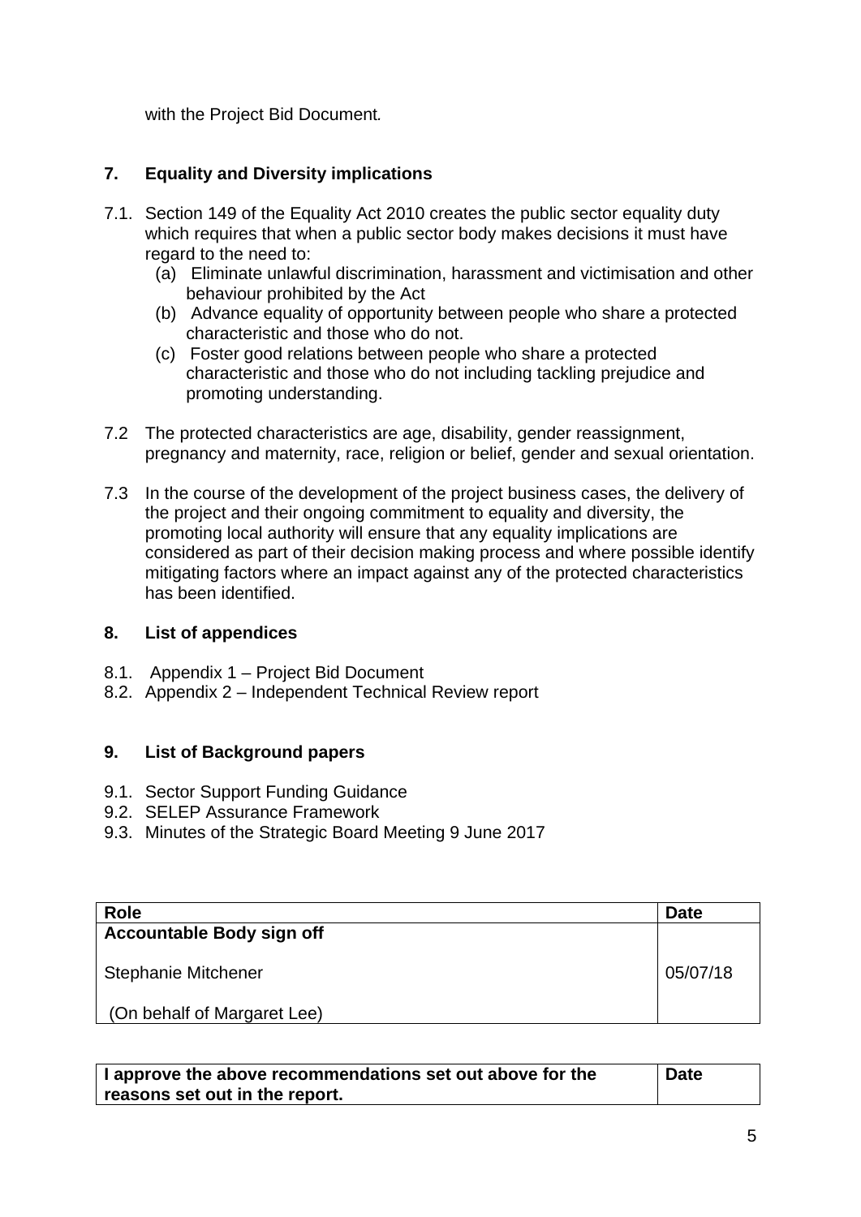with the Project Bid Document.

## 7. Equality and Diversity implications

7.1. Section 149 of the Equality Act 2010 creates the public sector equality duty which requires that when a public sector body makes decisions it must have regard to the need to:

   (a) Eliminate unlawful discrimination, harassment and victimisation and other behaviour prohibited by the Act

   (b) Advance equality of opportunity between people who share a protected characteristic and those who do not.

   (c) Foster good relations between people who share a protected characteristic and those who do not including tackling prejudice and promoting understanding.

7.2 The protected characteristics are age, disability, gender reassignment, pregnancy and maternity, race, religion or belief, gender and sexual orientation.

7.3 In the course of the development of the project business cases, the delivery of the project and their ongoing commitment to equality and diversity, the promoting local authority will ensure that any equality implications are considered as part of their decision making process and where possible identify mitigating factors where an impact against any of the protected characteristics has been identified.

## 8. List of appendices

8.1. Appendix 1 – Project Bid Document

8.2. Appendix 2 – Independent Technical Review report

## 9. List of Background papers

9.1. Sector Support Funding Guidance

9.2. SELEP Assurance Framework

9.3. Minutes of the Strategic Board Meeting 9 June 2017

| Role | Date |
|---|---|
| **Accountable Body sign off**<br><br>Stephanie Mitchener<br><br>(On behalf of Margaret Lee) | 05/07/18 |

| I approve the above recommendations set out above for the reasons set out in the report. | Date |
|---|---|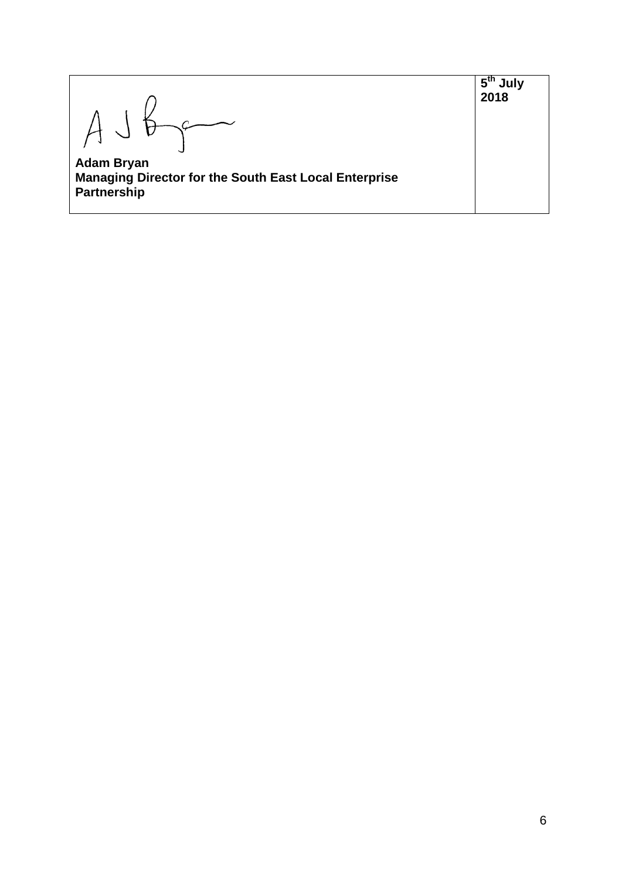| | |
|---|---|
| **Adam Bryan**<br>**Managing Director for the South East Local Enterprise Partnership** | **5th July 2018** |